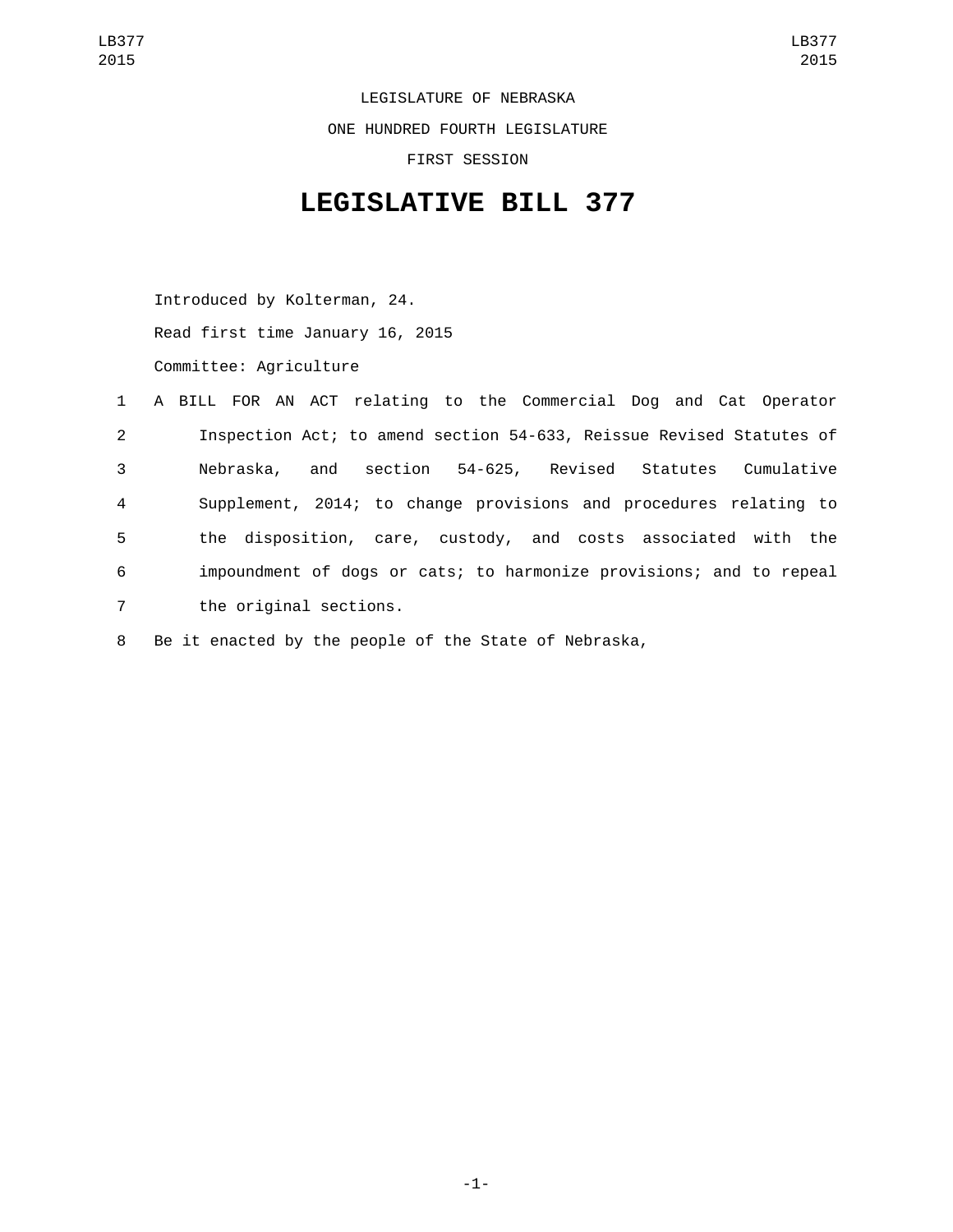LEGISLATURE OF NEBRASKA

ONE HUNDRED FOURTH LEGISLATURE

FIRST SESSION

# LEGISLATIVE BILL 377

Introduced by Kolterman, 24.

Read first time January 16, 2015

Committee: Agriculture

1 A BILL FOR AN ACT relating to the Commercial Dog and Cat Operator
2 Inspection Act; to amend section 54-633, Reissue Revised Statutes of
3 Nebraska, and section 54-625, Revised Statutes Cumulative
4 Supplement, 2014; to change provisions and procedures relating to
5 the disposition, care, custody, and costs associated with the
6 impoundment of dogs or cats; to harmonize provisions; and to repeal
7 the original sections.

8 Be it enacted by the people of the State of Nebraska,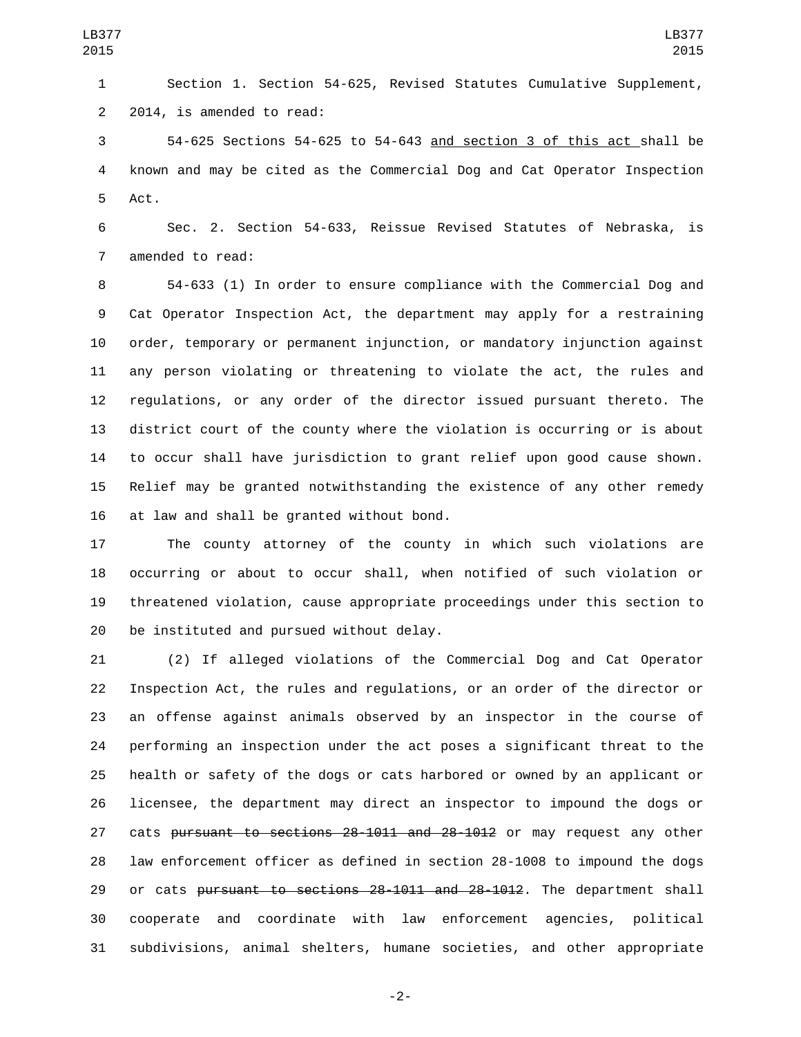Section 1. Section 54-625, Revised Statutes Cumulative Supplement, 2014, is amended to read:

54-625 Sections 54-625 to 54-643 <u>and section 3 of this act</u> shall be known and may be cited as the Commercial Dog and Cat Operator Inspection Act.

Sec. 2. Section 54-633, Reissue Revised Statutes of Nebraska, is amended to read:

54-633 (1) In order to ensure compliance with the Commercial Dog and Cat Operator Inspection Act, the department may apply for a restraining order, temporary or permanent injunction, or mandatory injunction against any person violating or threatening to violate the act, the rules and regulations, or any order of the director issued pursuant thereto. The district court of the county where the violation is occurring or is about to occur shall have jurisdiction to grant relief upon good cause shown. Relief may be granted notwithstanding the existence of any other remedy at law and shall be granted without bond.

The county attorney of the county in which such violations are occurring or about to occur shall, when notified of such violation or threatened violation, cause appropriate proceedings under this section to be instituted and pursued without delay.

(2) If alleged violations of the Commercial Dog and Cat Operator Inspection Act, the rules and regulations, or an order of the director or an offense against animals observed by an inspector in the course of performing an inspection under the act poses a significant threat to the health or safety of the dogs or cats harbored or owned by an applicant or licensee, the department may direct an inspector to impound the dogs or cats ~~pursuant to sections 28-1011 and 28-1012~~ or may request any other law enforcement officer as defined in section 28-1008 to impound the dogs or cats ~~pursuant to sections 28-1011 and 28-1012~~. The department shall cooperate and coordinate with law enforcement agencies, political subdivisions, animal shelters, humane societies, and other appropriate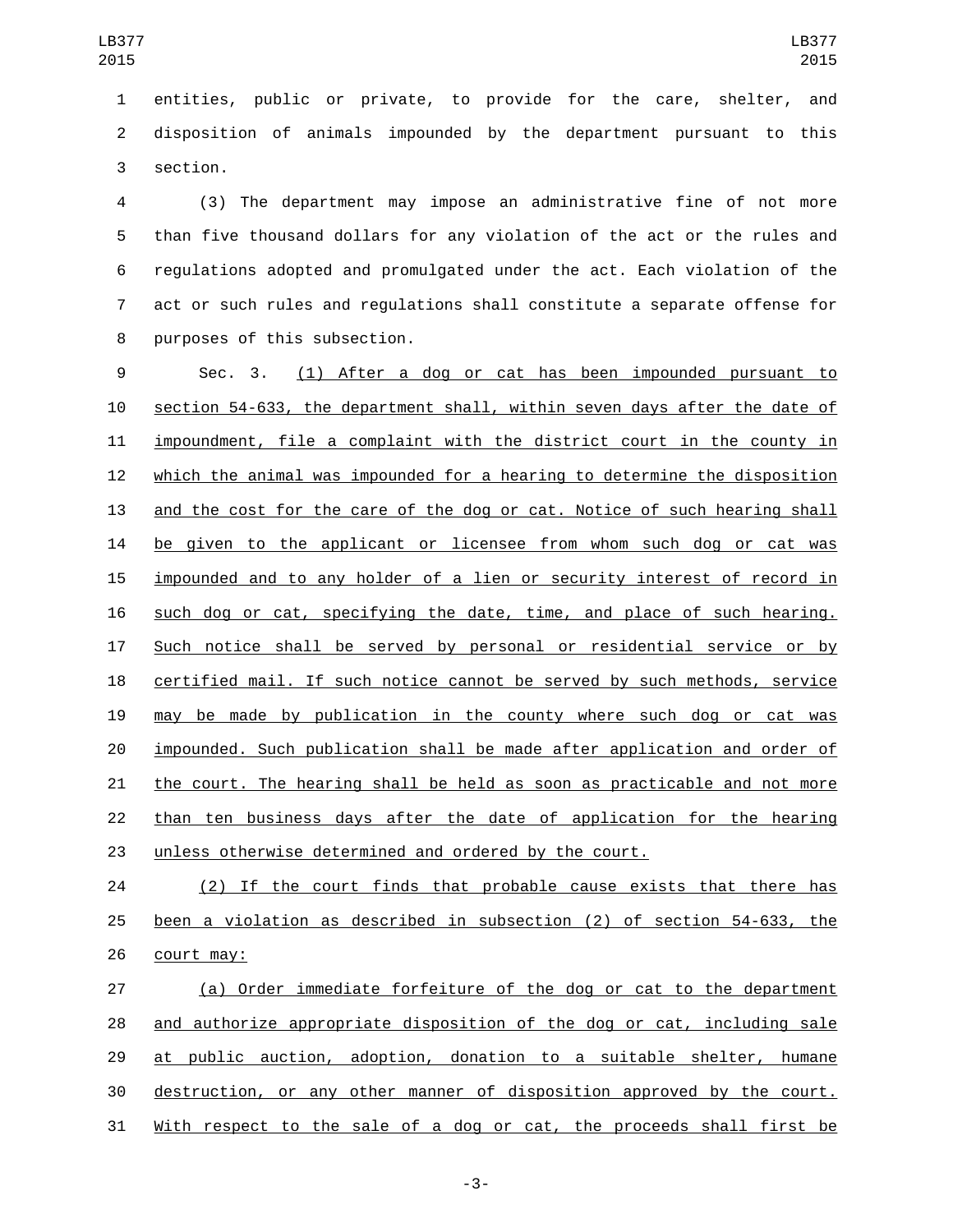entities, public or private, to provide for the care, shelter, and disposition of animals impounded by the department pursuant to this section.

(3) The department may impose an administrative fine of not more than five thousand dollars for any violation of the act or the rules and regulations adopted and promulgated under the act. Each violation of the act or such rules and regulations shall constitute a separate offense for purposes of this subsection.

Sec. 3. (1) After a dog or cat has been impounded pursuant to section 54-633, the department shall, within seven days after the date of impoundment, file a complaint with the district court in the county in which the animal was impounded for a hearing to determine the disposition and the cost for the care of the dog or cat. Notice of such hearing shall be given to the applicant or licensee from whom such dog or cat was impounded and to any holder of a lien or security interest of record in such dog or cat, specifying the date, time, and place of such hearing. Such notice shall be served by personal or residential service or by certified mail. If such notice cannot be served by such methods, service may be made by publication in the county where such dog or cat was impounded. Such publication shall be made after application and order of the court. The hearing shall be held as soon as practicable and not more than ten business days after the date of application for the hearing unless otherwise determined and ordered by the court.

(2) If the court finds that probable cause exists that there has been a violation as described in subsection (2) of section 54-633, the court may:

(a) Order immediate forfeiture of the dog or cat to the department and authorize appropriate disposition of the dog or cat, including sale at public auction, adoption, donation to a suitable shelter, humane destruction, or any other manner of disposition approved by the court. With respect to the sale of a dog or cat, the proceeds shall first be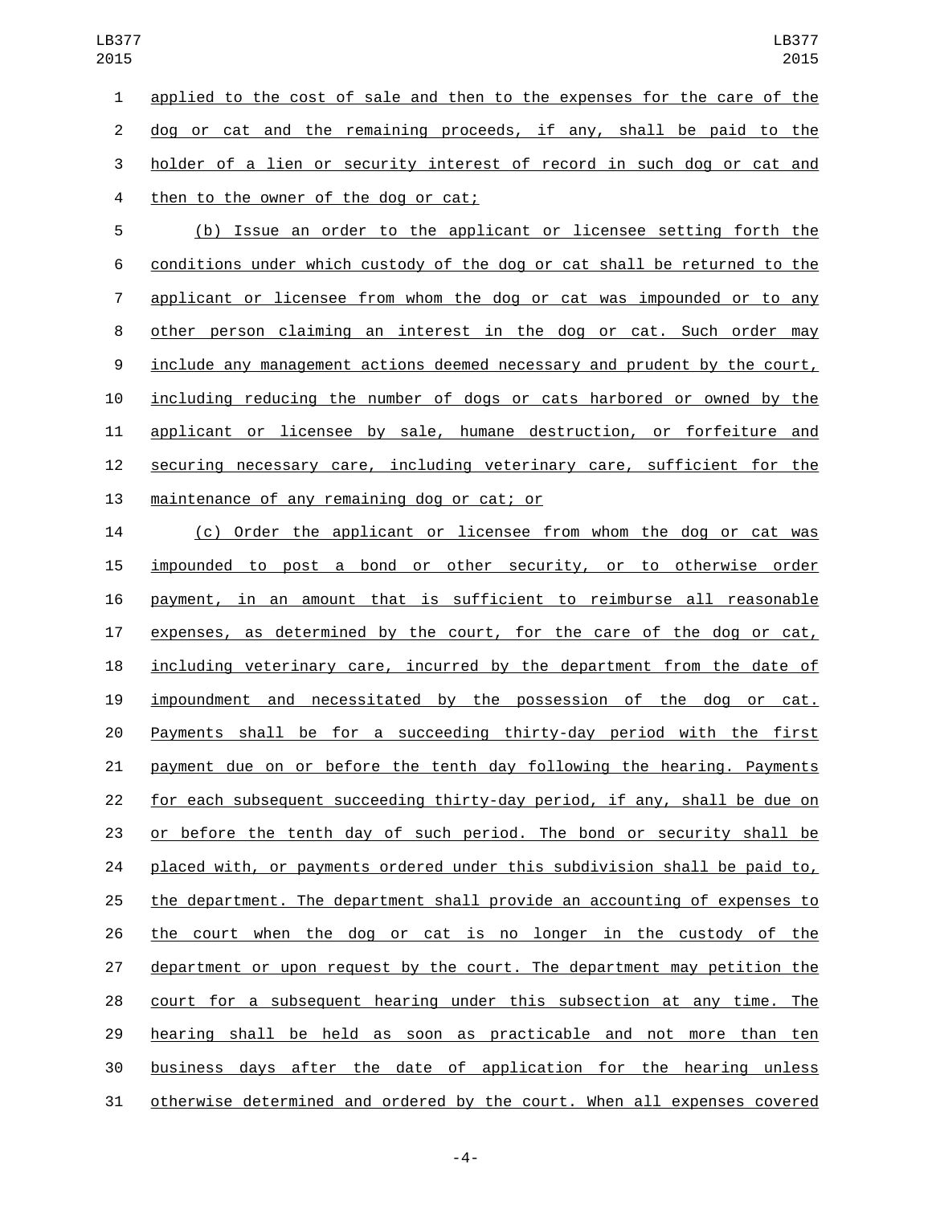applied to the cost of sale and then to the expenses for the care of the dog or cat and the remaining proceeds, if any, shall be paid to the holder of a lien or security interest of record in such dog or cat and then to the owner of the dog or cat;

(b) Issue an order to the applicant or licensee setting forth the conditions under which custody of the dog or cat shall be returned to the applicant or licensee from whom the dog or cat was impounded or to any other person claiming an interest in the dog or cat. Such order may include any management actions deemed necessary and prudent by the court, including reducing the number of dogs or cats harbored or owned by the applicant or licensee by sale, humane destruction, or forfeiture and securing necessary care, including veterinary care, sufficient for the maintenance of any remaining dog or cat; or

(c) Order the applicant or licensee from whom the dog or cat was impounded to post a bond or other security, or to otherwise order payment, in an amount that is sufficient to reimburse all reasonable expenses, as determined by the court, for the care of the dog or cat, including veterinary care, incurred by the department from the date of impoundment and necessitated by the possession of the dog or cat. Payments shall be for a succeeding thirty-day period with the first payment due on or before the tenth day following the hearing. Payments for each subsequent succeeding thirty-day period, if any, shall be due on or before the tenth day of such period. The bond or security shall be placed with, or payments ordered under this subdivision shall be paid to, the department. The department shall provide an accounting of expenses to the court when the dog or cat is no longer in the custody of the department or upon request by the court. The department may petition the court for a subsequent hearing under this subsection at any time. The hearing shall be held as soon as practicable and not more than ten business days after the date of application for the hearing unless otherwise determined and ordered by the court. When all expenses covered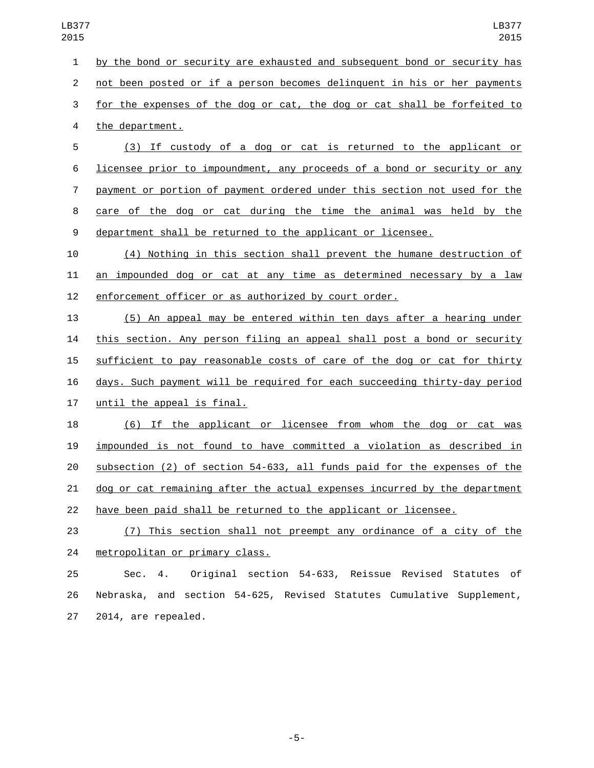by the bond or security are exhausted and subsequent bond or security has not been posted or if a person becomes delinquent in his or her payments for the expenses of the dog or cat, the dog or cat shall be forfeited to the department.

(3) If custody of a dog or cat is returned to the applicant or licensee prior to impoundment, any proceeds of a bond or security or any payment or portion of payment ordered under this section not used for the care of the dog or cat during the time the animal was held by the department shall be returned to the applicant or licensee.

(4) Nothing in this section shall prevent the humane destruction of an impounded dog or cat at any time as determined necessary by a law enforcement officer or as authorized by court order.

(5) An appeal may be entered within ten days after a hearing under this section. Any person filing an appeal shall post a bond or security sufficient to pay reasonable costs of care of the dog or cat for thirty days. Such payment will be required for each succeeding thirty-day period until the appeal is final.

(6) If the applicant or licensee from whom the dog or cat was impounded is not found to have committed a violation as described in subsection (2) of section 54-633, all funds paid for the expenses of the dog or cat remaining after the actual expenses incurred by the department have been paid shall be returned to the applicant or licensee.

(7) This section shall not preempt any ordinance of a city of the metropolitan or primary class.

Sec. 4. Original section 54-633, Reissue Revised Statutes of Nebraska, and section 54-625, Revised Statutes Cumulative Supplement, 2014, are repealed.